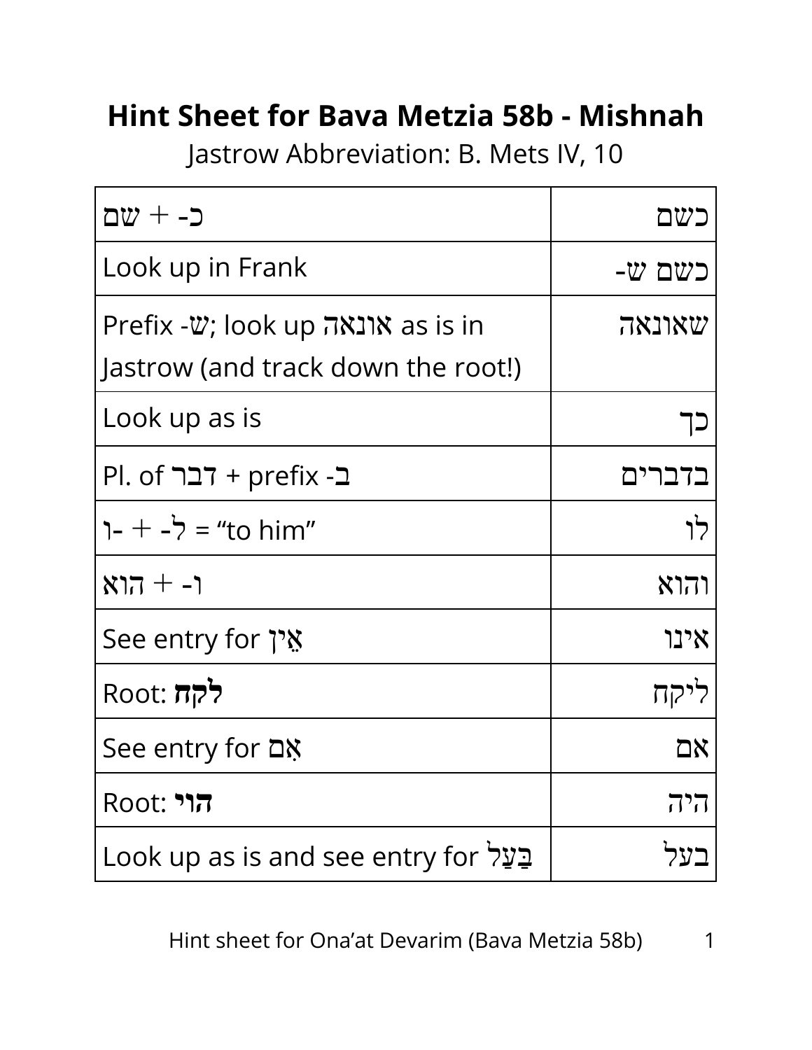# Hint Sheet for Bava Metzia 58b - Mishnah

Jastrow Abbreviation: B. Mets IV, 10

| | |
|---|---|
| כ- + שם | כשם |
| Look up in Frank | כשם ש- |
| Prefix -ש; look up אונאה as is in Jastrow (and track down the root!) | שאונאה |
| Look up as is | כך |
| Pl. of דבר + prefix -ב | בדברים |
| ל- + -ו = "to him" | לו |
| ו- + הוא | והוא |
| See entry for אֵין | אינו |
| Root: **לקח** | ליקח |
| See entry for אִם | אם |
| Root: **הוי** | היה |
| Look up as is and see entry for בַּעַל | בעל |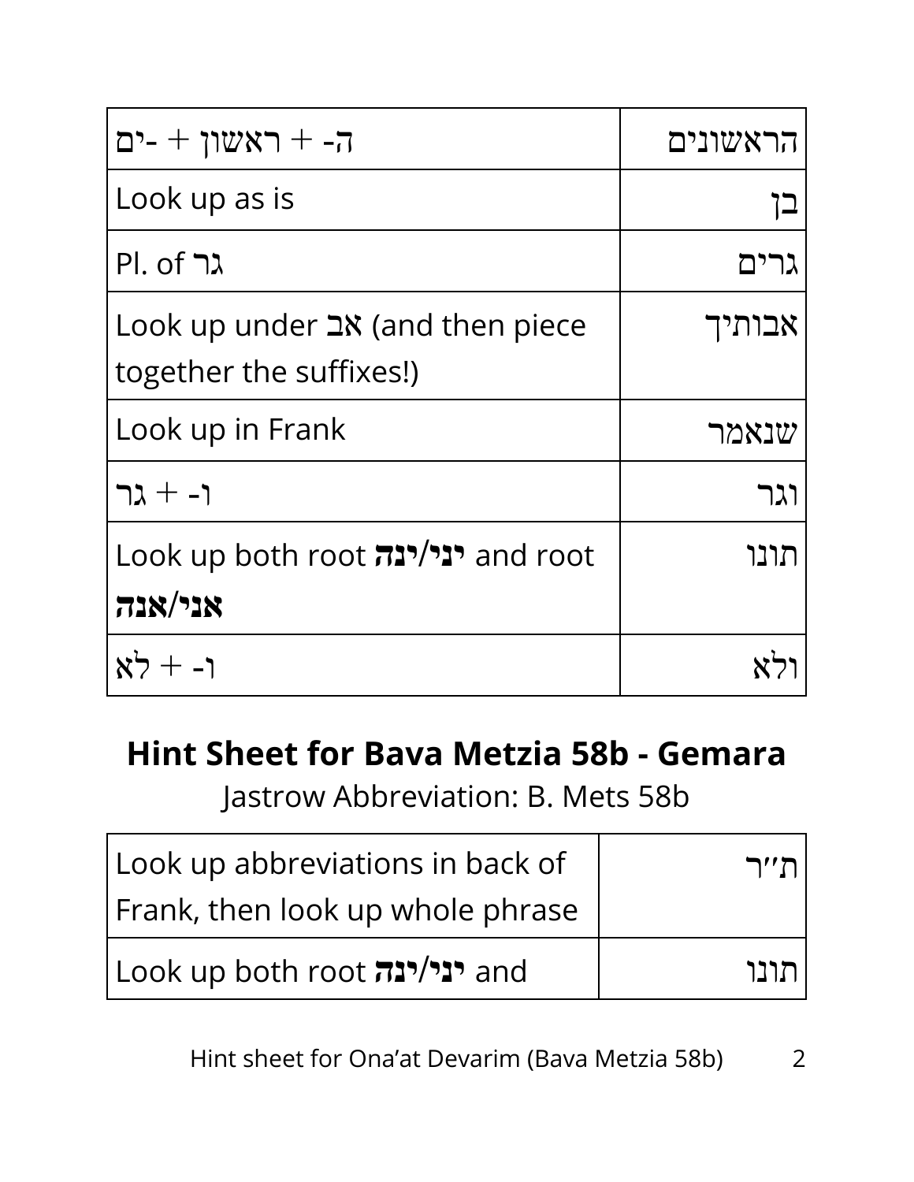| | |
|---|---|
| הראשונים | ה- + ראשון + -ים |
| בן | Look up as is |
| גרים | Pl. of גר |
| אבותיך | Look up under אב (and then piece together the suffixes!) |
| שנאמר | Look up in Frank |
| וגר | ו- + גר |
| תונו | Look up both root **יני/ינה** and root **אני/אנה** |
| ולא | ו- + לא |

## Hint Sheet for Bava Metzia 58b - Gemara

Jastrow Abbreviation: B. Mets 58b

| | |
|---|---|
| ת״ר | Look up abbreviations in back of Frank, then look up whole phrase |
| תונו | Look up both root **יני/ינה** and |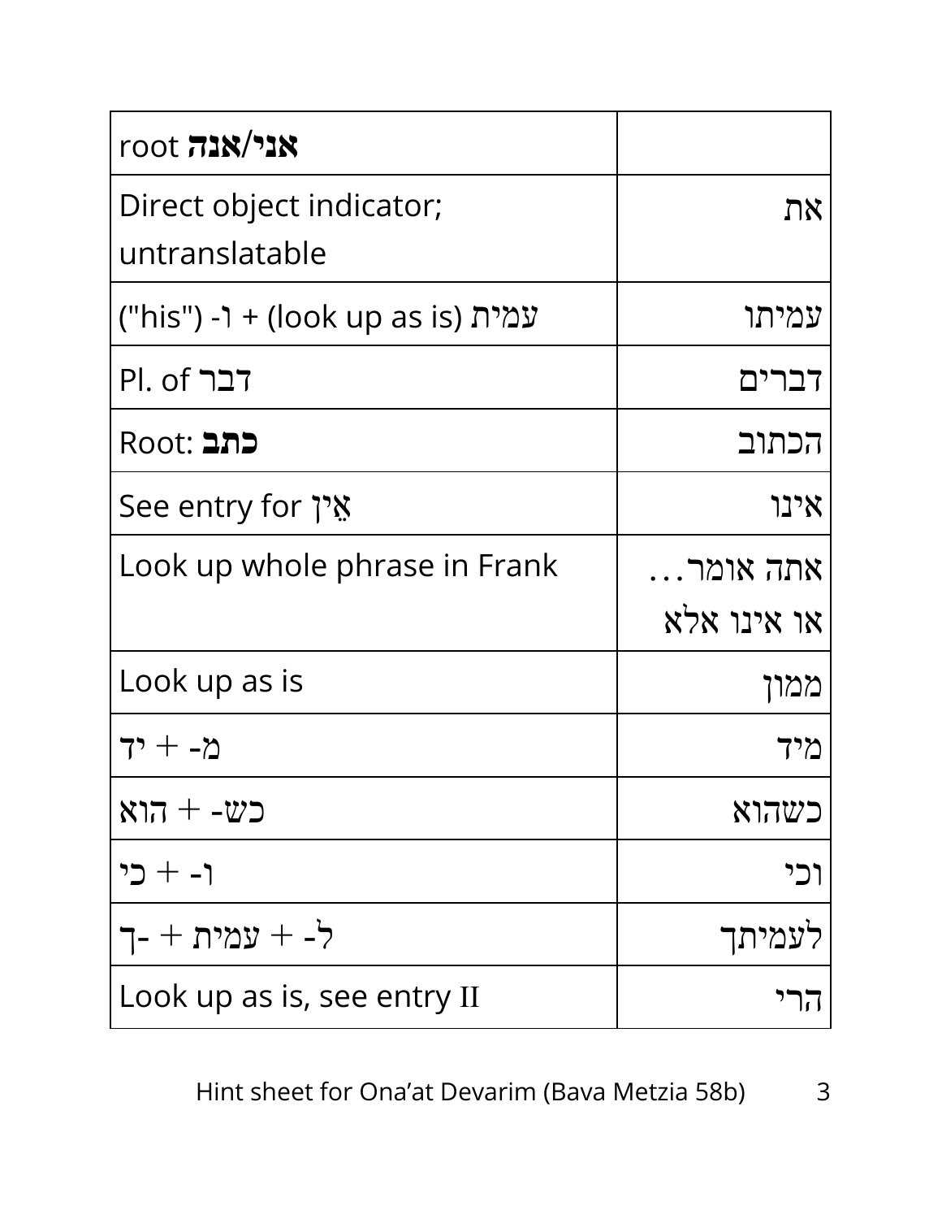| | |
|---|---|
| root **אני/אנה** | |
| Direct object indicator; untranslatable | את |
| ("his") -ו + (look up as is) עמית | עמיתו |
| Pl. of דבר | דברים |
| Root: **כתב** | הכתוב |
| See entry for אֵין | אינו |
| Look up whole phrase in Frank | אתה אומר… או אינו אלא |
| Look up as is | ממון |
| מ- + יד | מיד |
| כש- + הוא | כשהוא |
| ו- + כי | וכי |
| ל- + עמית + -ך | לעמיתך |
| Look up as is, see entry II | הרי |

Hint sheet for Ona'at Devarim (Bava Metzia 58b)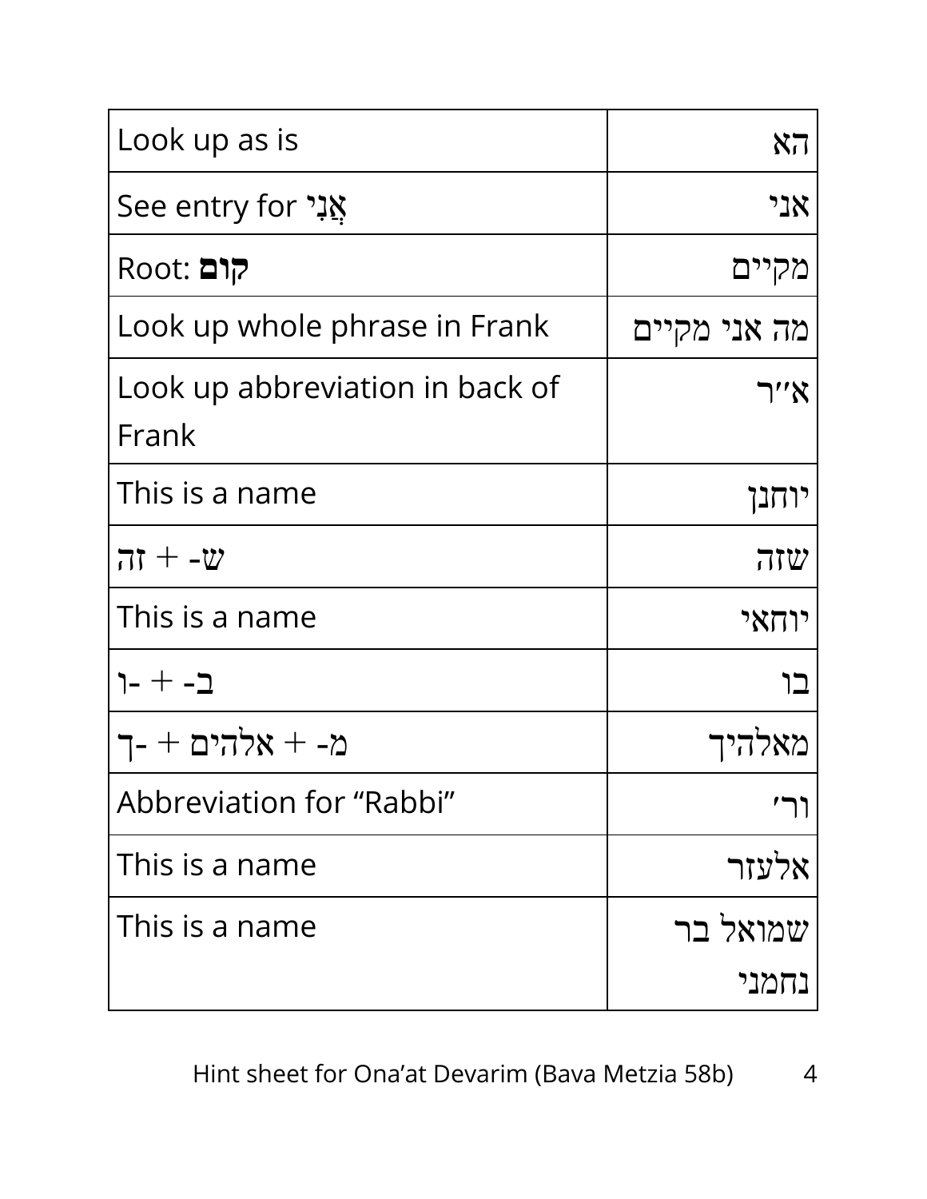| | |
|---|---|
| Look up as is | הא |
| See entry for אֲנִי | אני |
| Root: **קום** | מקיים |
| Look up whole phrase in Frank | מה אני מקיים |
| Look up abbreviation in back of Frank | א״ר |
| This is a name | יוחנן |
| ש- + זה | שזה |
| This is a name | יוחאי |
| ב- + -ו | בו |
| מ- + אלהים + -ך | מאלהיך |
| Abbreviation for “Rabbi” | ור׳ |
| This is a name | אלעזר |
| This is a name | שמואל בר נחמני |

Hint sheet for Ona’at Devarim (Bava Metzia 58b)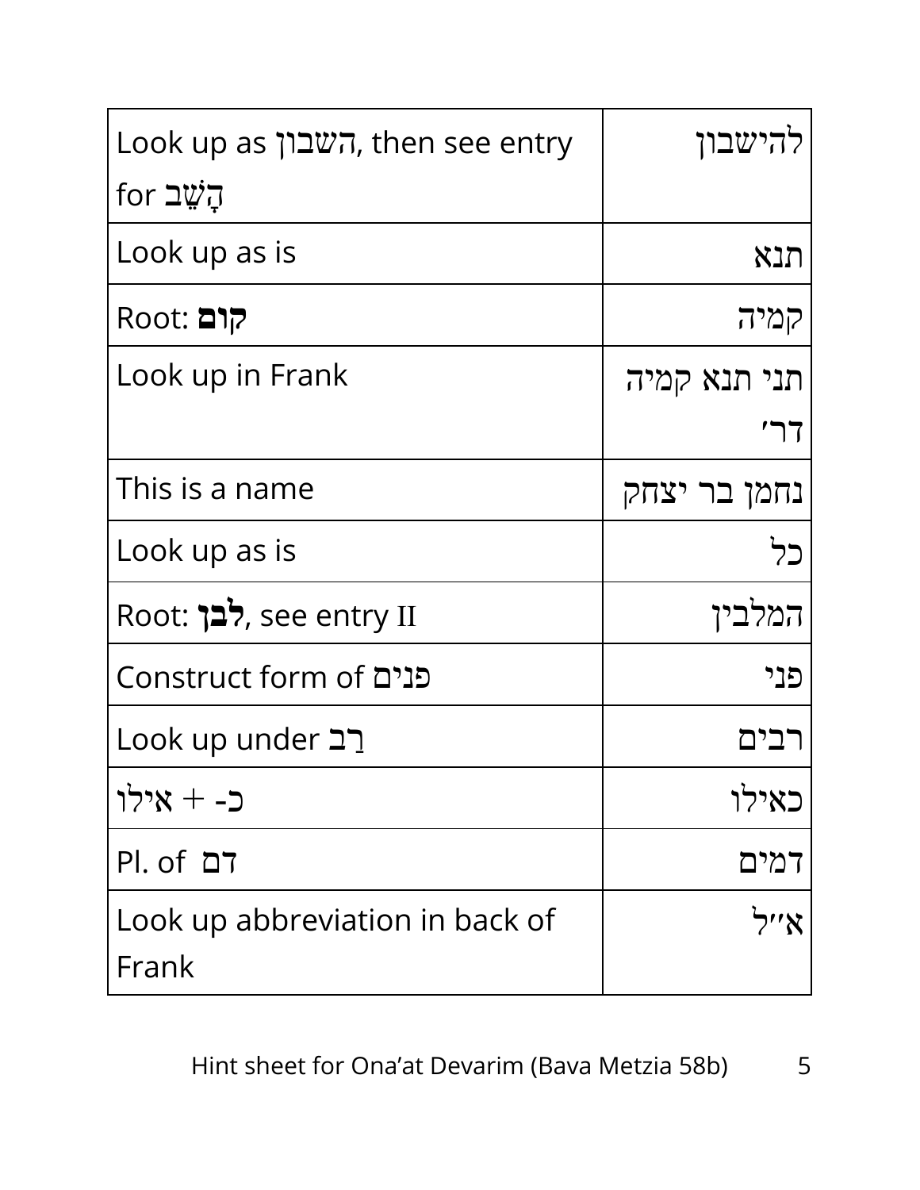| Look up as השבון, then see entry for הָשֵׁב | להישבון |
|---|---|
| Look up as is | תנא |
| Root: **קום** | קמיה |
| Look up in Frank | תני תנא קמיה דר׳ |
| This is a name | נחמן בר יצחק |
| Look up as is | כל |
| Root: **לבן**, see entry II | המלבין |
| Construct form of פנים | פני |
| Look up under רַב | רבים |
| כ- + אילו | כאילו |
| Pl. of דם | דמים |
| Look up abbreviation in back of Frank | א״ל |

Hint sheet for Ona'at Devarim (Bava Metzia 58b)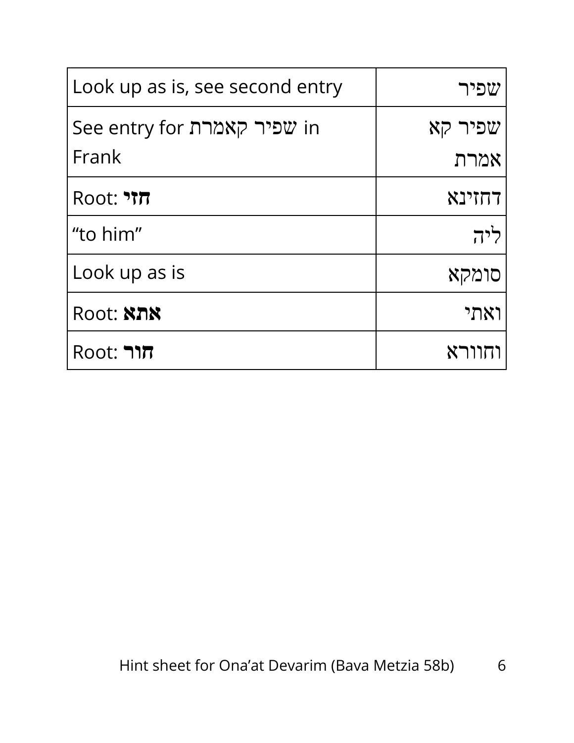| | |
|---|---|
| Look up as is, see second entry | שפיר |
| See entry for שפיר קאמרת in Frank | שפיר קא אמרת |
| Root: **חזי** | דחזינא |
| “to him” | ליה |
| Look up as is | סומקא |
| Root: **אתא** | ואתי |
| Root: **חור** | וחוורא |